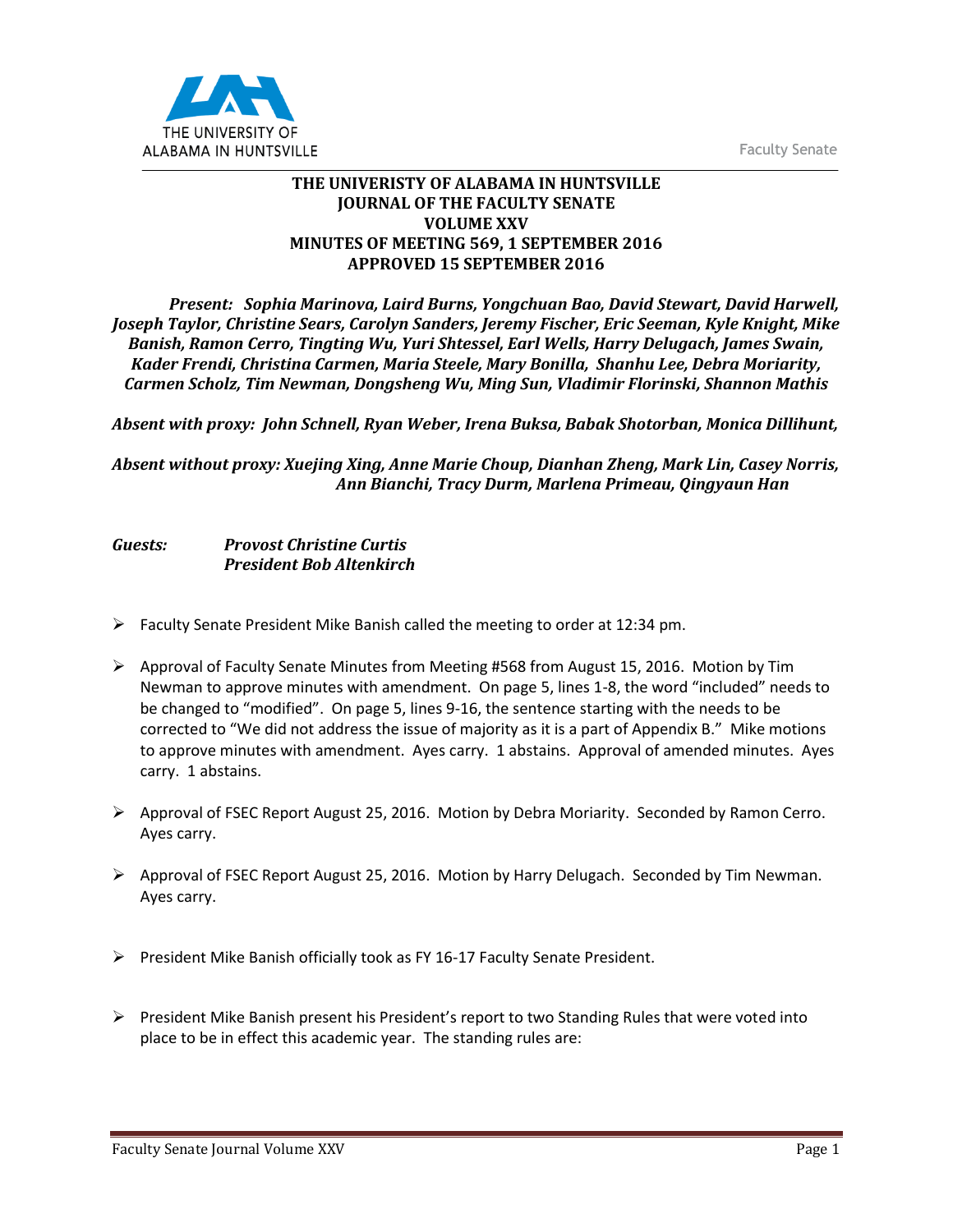# THE UNIVERISTY OF ALABAMA IN HUNTSVILLE
## JOURNAL OF THE FACULTY SENATE
## VOLUME XXV
## MINUTES OF MEETING 569, 1 SEPTEMBER 2016
## APPROVED 15 SEPTEMBER 2016

***Present:** Sophia Marinova, Laird Burns, Yongchuan Bao, David Stewart, David Harwell, Joseph Taylor, Christine Sears, Carolyn Sanders, Jeremy Fischer, Eric Seeman, Kyle Knight, Mike Banish, Ramon Cerro, Tingting Wu, Yuri Shtessel, Earl Wells, Harry Delugach, James Swain, Kader Frendi, Christina Carmen, Maria Steele, Mary Bonilla, Shanhu Lee, Debra Moriarity, Carmen Scholz, Tim Newman, Dongsheng Wu, Ming Sun, Vladimir Florinski, Shannon Mathis*

***Absent with proxy:** John Schnell, Ryan Weber, Irena Buksa, Babak Shotorban, Monica Dillihunt,*

***Absent without proxy:** Xuejing Xing, Anne Marie Choup, Dianhan Zheng, Mark Lin, Casey Norris, Ann Bianchi, Tracy Durm, Marlena Primeau, Qingyaun Han*

***Guests:** Provost Christine Curtis*
*President Bob Altenkirch*

- Faculty Senate President Mike Banish called the meeting to order at 12:34 pm.
- Approval of Faculty Senate Minutes from Meeting #568 from August 15, 2016. Motion by Tim Newman to approve minutes with amendment. On page 5, lines 1-8, the word "included" needs to be changed to "modified". On page 5, lines 9-16, the sentence starting with the needs to be corrected to "We did not address the issue of majority as it is a part of Appendix B." Mike motions to approve minutes with amendment. Ayes carry. 1 abstains. Approval of amended minutes. Ayes carry. 1 abstains.
- Approval of FSEC Report August 25, 2016. Motion by Debra Moriarity. Seconded by Ramon Cerro. Ayes carry.
- Approval of FSEC Report August 25, 2016. Motion by Harry Delugach. Seconded by Tim Newman. Ayes carry.
- President Mike Banish officially took as FY 16-17 Faculty Senate President.
- President Mike Banish present his President's report to two Standing Rules that were voted into place to be in effect this academic year. The standing rules are: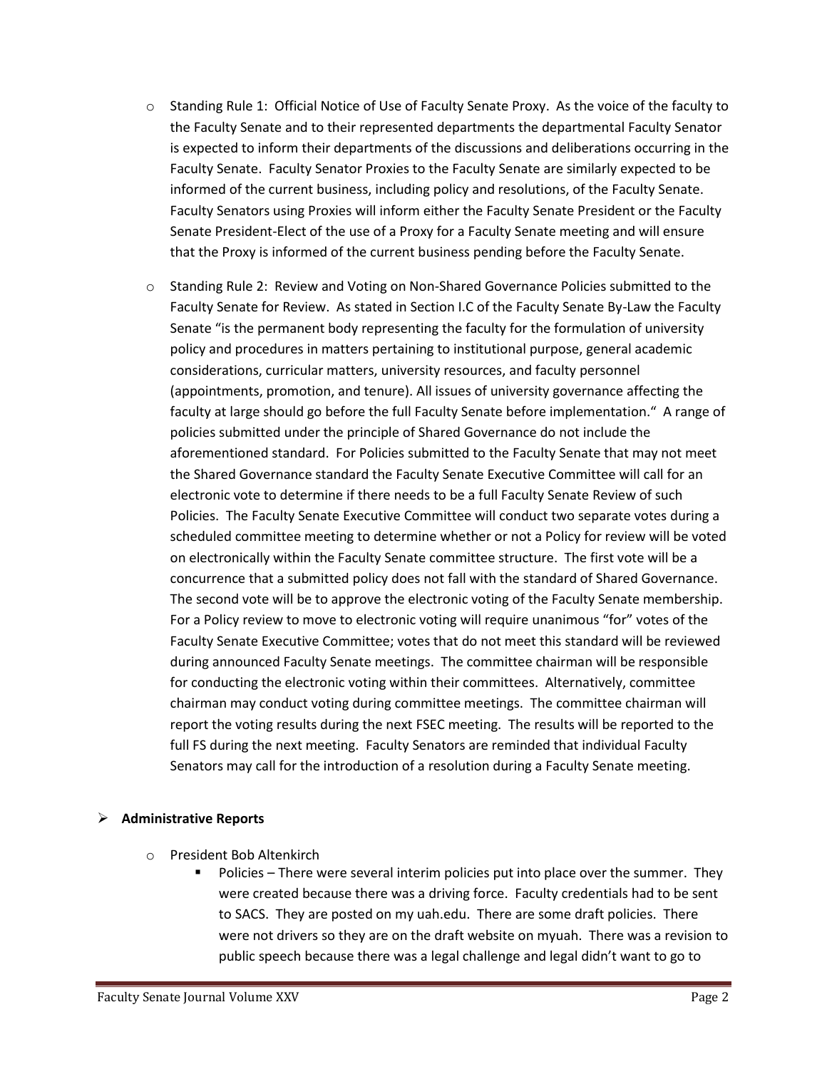- Standing Rule 1: Official Notice of Use of Faculty Senate Proxy. As the voice of the faculty to the Faculty Senate and to their represented departments the departmental Faculty Senator is expected to inform their departments of the discussions and deliberations occurring in the Faculty Senate. Faculty Senator Proxies to the Faculty Senate are similarly expected to be informed of the current business, including policy and resolutions, of the Faculty Senate. Faculty Senators using Proxies will inform either the Faculty Senate President or the Faculty Senate President-Elect of the use of a Proxy for a Faculty Senate meeting and will ensure that the Proxy is informed of the current business pending before the Faculty Senate.

- Standing Rule 2: Review and Voting on Non-Shared Governance Policies submitted to the Faculty Senate for Review. As stated in Section I.C of the Faculty Senate By-Law the Faculty Senate "is the permanent body representing the faculty for the formulation of university policy and procedures in matters pertaining to institutional purpose, general academic considerations, curricular matters, university resources, and faculty personnel (appointments, promotion, and tenure). All issues of university governance affecting the faculty at large should go before the full Faculty Senate before implementation." A range of policies submitted under the principle of Shared Governance do not include the aforementioned standard. For Policies submitted to the Faculty Senate that may not meet the Shared Governance standard the Faculty Senate Executive Committee will call for an electronic vote to determine if there needs to be a full Faculty Senate Review of such Policies. The Faculty Senate Executive Committee will conduct two separate votes during a scheduled committee meeting to determine whether or not a Policy for review will be voted on electronically within the Faculty Senate committee structure. The first vote will be a concurrence that a submitted policy does not fall with the standard of Shared Governance. The second vote will be to approve the electronic voting of the Faculty Senate membership. For a Policy review to move to electronic voting will require unanimous "for" votes of the Faculty Senate Executive Committee; votes that do not meet this standard will be reviewed during announced Faculty Senate meetings. The committee chairman will be responsible for conducting the electronic voting within their committees. Alternatively, committee chairman may conduct voting during committee meetings. The committee chairman will report the voting results during the next FSEC meeting. The results will be reported to the full FS during the next meeting. Faculty Senators are reminded that individual Faculty Senators may call for the introduction of a resolution during a Faculty Senate meeting.

- **Administrative Reports**
  - President Bob Altenkirch
    - Policies – There were several interim policies put into place over the summer. They were created because there was a driving force. Faculty credentials had to be sent to SACS. They are posted on my uah.edu. There are some draft policies. There were not drivers so they are on the draft website on myuah. There was a revision to public speech because there was a legal challenge and legal didn't want to go to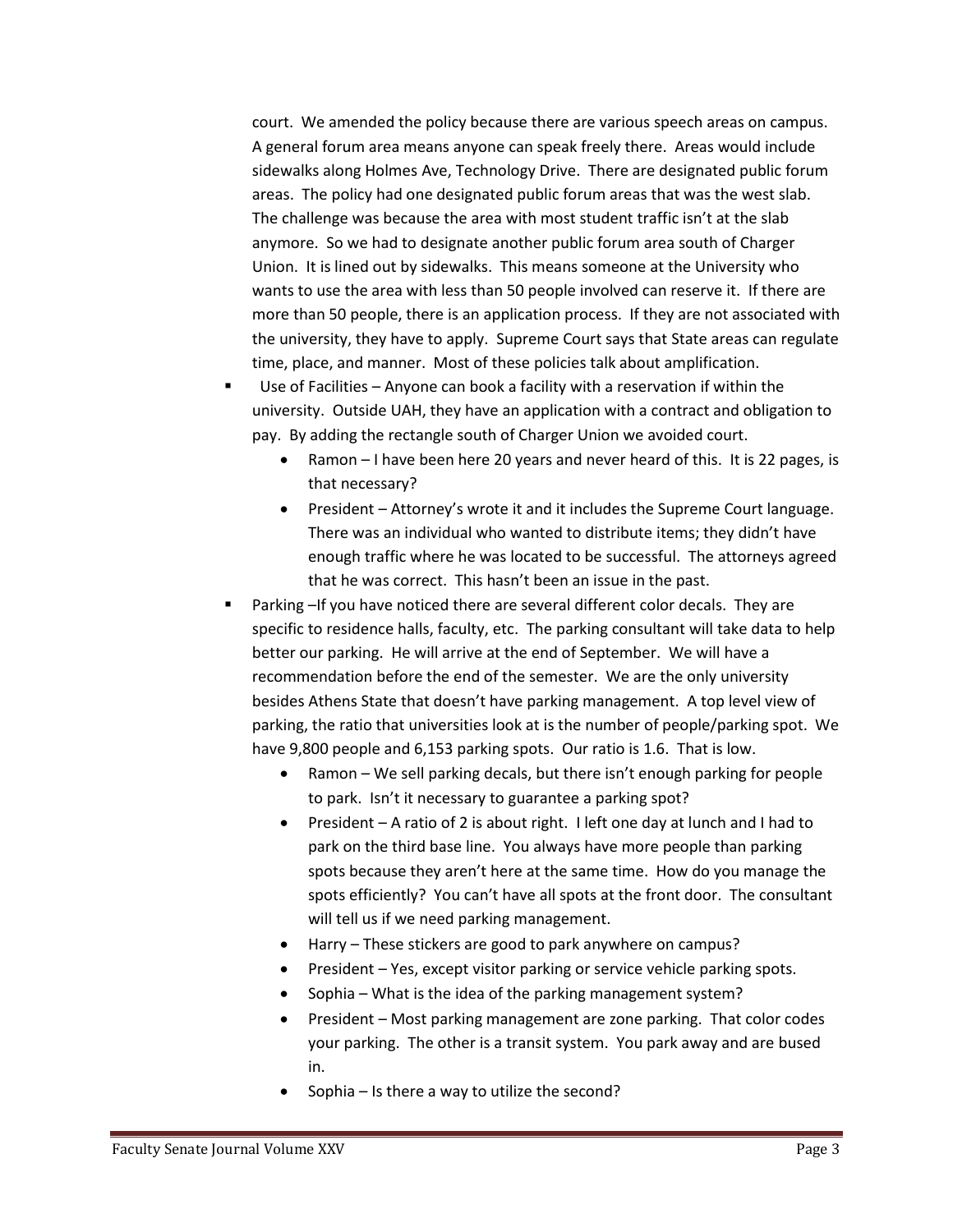court. We amended the policy because there are various speech areas on campus. A general forum area means anyone can speak freely there. Areas would include sidewalks along Holmes Ave, Technology Drive. There are designated public forum areas. The policy had one designated public forum areas that was the west slab. The challenge was because the area with most student traffic isn't at the slab anymore. So we had to designate another public forum area south of Charger Union. It is lined out by sidewalks. This means someone at the University who wants to use the area with less than 50 people involved can reserve it. If there are more than 50 people, there is an application process. If they are not associated with the university, they have to apply. Supreme Court says that State areas can regulate time, place, and manner. Most of these policies talk about amplification.

- Use of Facilities – Anyone can book a facility with a reservation if within the university. Outside UAH, they have an application with a contract and obligation to pay. By adding the rectangle south of Charger Union we avoided court.
    - Ramon – I have been here 20 years and never heard of this. It is 22 pages, is that necessary?
    - President – Attorney's wrote it and it includes the Supreme Court language. There was an individual who wanted to distribute items; they didn't have enough traffic where he was located to be successful. The attorneys agreed that he was correct. This hasn't been an issue in the past.
- Parking –If you have noticed there are several different color decals. They are specific to residence halls, faculty, etc. The parking consultant will take data to help better our parking. He will arrive at the end of September. We will have a recommendation before the end of the semester. We are the only university besides Athens State that doesn't have parking management. A top level view of parking, the ratio that universities look at is the number of people/parking spot. We have 9,800 people and 6,153 parking spots. Our ratio is 1.6. That is low.
    - Ramon – We sell parking decals, but there isn't enough parking for people to park. Isn't it necessary to guarantee a parking spot?
    - President – A ratio of 2 is about right. I left one day at lunch and I had to park on the third base line. You always have more people than parking spots because they aren't here at the same time. How do you manage the spots efficiently? You can't have all spots at the front door. The consultant will tell us if we need parking management.
    - Harry – These stickers are good to park anywhere on campus?
    - President – Yes, except visitor parking or service vehicle parking spots.
    - Sophia – What is the idea of the parking management system?
    - President – Most parking management are zone parking. That color codes your parking. The other is a transit system. You park away and are bused in.
    - Sophia – Is there a way to utilize the second?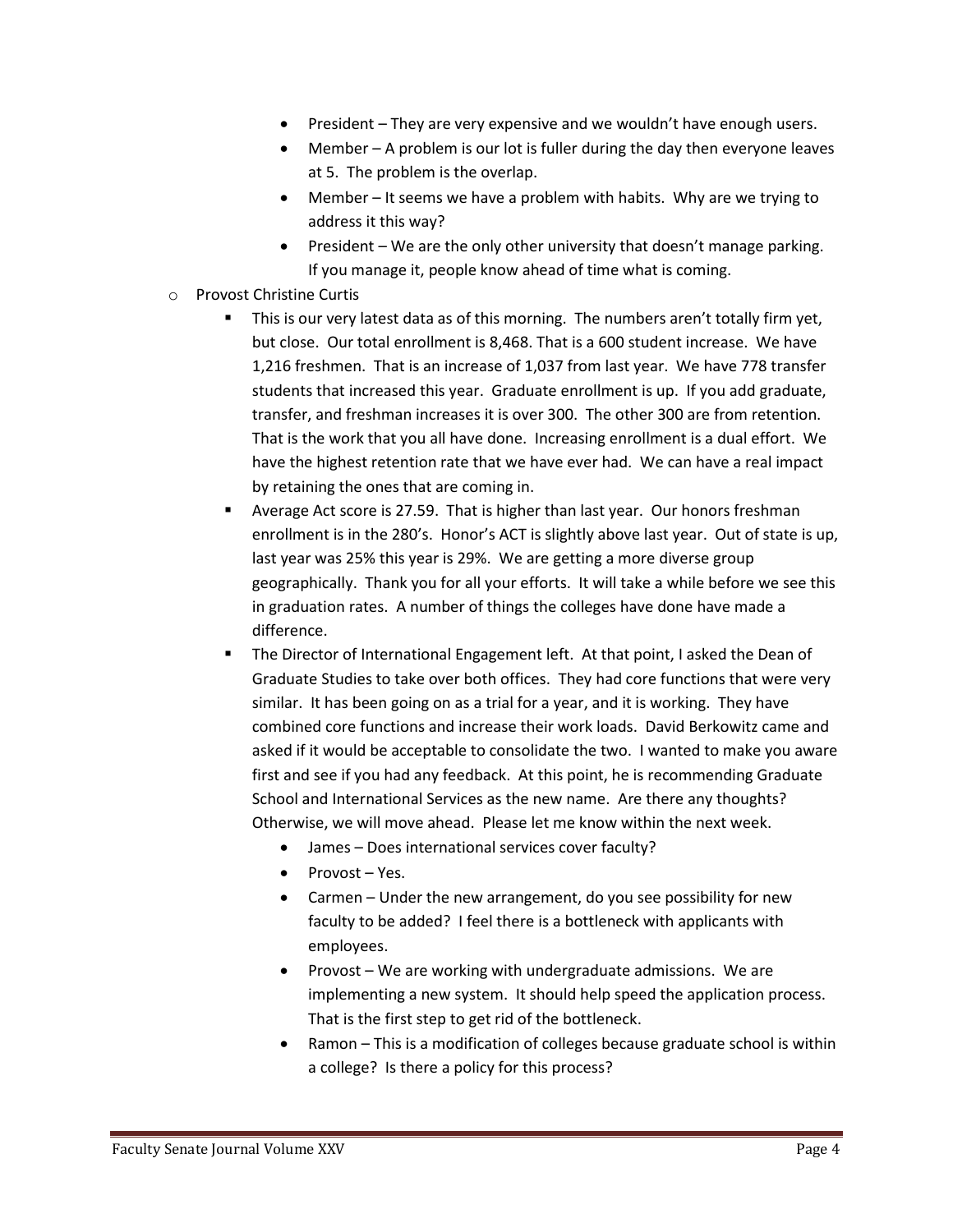- President – They are very expensive and we wouldn't have enough users.
- Member – A problem is our lot is fuller during the day then everyone leaves at 5. The problem is the overlap.
- Member – It seems we have a problem with habits. Why are we trying to address it this way?
- President – We are the only other university that doesn't manage parking. If you manage it, people know ahead of time what is coming.

- Provost Christine Curtis
  - This is our very latest data as of this morning. The numbers aren't totally firm yet, but close. Our total enrollment is 8,468. That is a 600 student increase. We have 1,216 freshmen. That is an increase of 1,037 from last year. We have 778 transfer students that increased this year. Graduate enrollment is up. If you add graduate, transfer, and freshman increases it is over 300. The other 300 are from retention. That is the work that you all have done. Increasing enrollment is a dual effort. We have the highest retention rate that we have ever had. We can have a real impact by retaining the ones that are coming in.
  - Average Act score is 27.59. That is higher than last year. Our honors freshman enrollment is in the 280's. Honor's ACT is slightly above last year. Out of state is up, last year was 25% this year is 29%. We are getting a more diverse group geographically. Thank you for all your efforts. It will take a while before we see this in graduation rates. A number of things the colleges have done have made a difference.
  - The Director of International Engagement left. At that point, I asked the Dean of Graduate Studies to take over both offices. They had core functions that were very similar. It has been going on as a trial for a year, and it is working. They have combined core functions and increase their work loads. David Berkowitz came and asked if it would be acceptable to consolidate the two. I wanted to make you aware first and see if you had any feedback. At this point, he is recommending Graduate School and International Services as the new name. Are there any thoughts? Otherwise, we will move ahead. Please let me know within the next week.
    - James – Does international services cover faculty?
    - Provost – Yes.
    - Carmen – Under the new arrangement, do you see possibility for new faculty to be added? I feel there is a bottleneck with applicants with employees.
    - Provost – We are working with undergraduate admissions. We are implementing a new system. It should help speed the application process. That is the first step to get rid of the bottleneck.
    - Ramon – This is a modification of colleges because graduate school is within a college? Is there a policy for this process?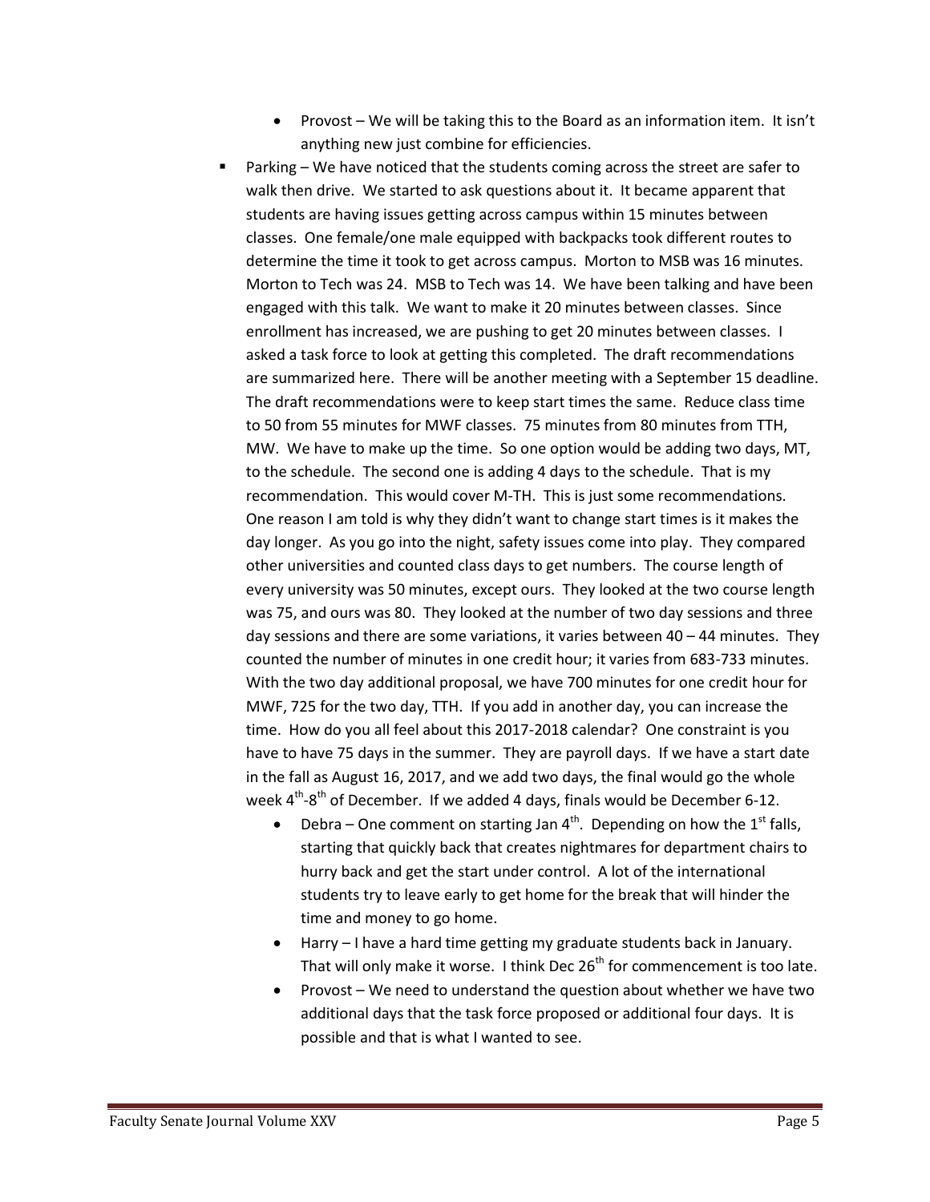- Provost – We will be taking this to the Board as an information item. It isn't anything new just combine for efficiencies.

- Parking – We have noticed that the students coming across the street are safer to walk then drive. We started to ask questions about it. It became apparent that students are having issues getting across campus within 15 minutes between classes. One female/one male equipped with backpacks took different routes to determine the time it took to get across campus. Morton to MSB was 16 minutes. Morton to Tech was 24. MSB to Tech was 14. We have been talking and have been engaged with this talk. We want to make it 20 minutes between classes. Since enrollment has increased, we are pushing to get 20 minutes between classes. I asked a task force to look at getting this completed. The draft recommendations are summarized here. There will be another meeting with a September 15 deadline. The draft recommendations were to keep start times the same. Reduce class time to 50 from 55 minutes for MWF classes. 75 minutes from 80 minutes from TTH, MW. We have to make up the time. So one option would be adding two days, MT, to the schedule. The second one is adding 4 days to the schedule. That is my recommendation. This would cover M-TH. This is just some recommendations. One reason I am told is why they didn't want to change start times is it makes the day longer. As you go into the night, safety issues come into play. They compared other universities and counted class days to get numbers. The course length of every university was 50 minutes, except ours. They looked at the two course length was 75, and ours was 80. They looked at the number of two day sessions and three day sessions and there are some variations, it varies between 40 – 44 minutes. They counted the number of minutes in one credit hour; it varies from 683-733 minutes. With the two day additional proposal, we have 700 minutes for one credit hour for MWF, 725 for the two day, TTH. If you add in another day, you can increase the time. How do you all feel about this 2017-2018 calendar? One constraint is you have to have 75 days in the summer. They are payroll days. If we have a start date in the fall as August 16, 2017, and we add two days, the final would go the whole week 4th-8th of December. If we added 4 days, finals would be December 6-12.
  - Debra – One comment on starting Jan 4th. Depending on how the 1st falls, starting that quickly back that creates nightmares for department chairs to hurry back and get the start under control. A lot of the international students try to leave early to get home for the break that will hinder the time and money to go home.
  - Harry – I have a hard time getting my graduate students back in January. That will only make it worse. I think Dec 26th for commencement is too late.
  - Provost – We need to understand the question about whether we have two additional days that the task force proposed or additional four days. It is possible and that is what I wanted to see.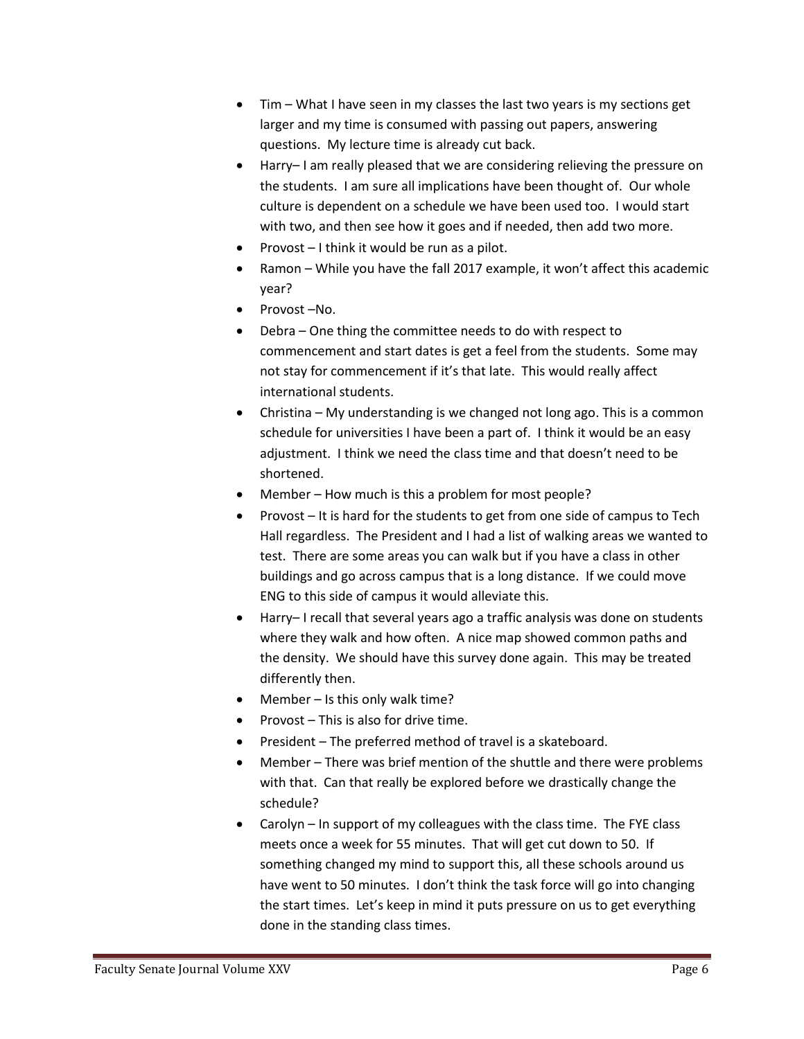- Tim – What I have seen in my classes the last two years is my sections get larger and my time is consumed with passing out papers, answering questions. My lecture time is already cut back.
- Harry– I am really pleased that we are considering relieving the pressure on the students. I am sure all implications have been thought of. Our whole culture is dependent on a schedule we have been used too. I would start with two, and then see how it goes and if needed, then add two more.
- Provost – I think it would be run as a pilot.
- Ramon – While you have the fall 2017 example, it won't affect this academic year?
- Provost –No.
- Debra – One thing the committee needs to do with respect to commencement and start dates is get a feel from the students. Some may not stay for commencement if it's that late. This would really affect international students.
- Christina – My understanding is we changed not long ago. This is a common schedule for universities I have been a part of. I think it would be an easy adjustment. I think we need the class time and that doesn't need to be shortened.
- Member – How much is this a problem for most people?
- Provost – It is hard for the students to get from one side of campus to Tech Hall regardless. The President and I had a list of walking areas we wanted to test. There are some areas you can walk but if you have a class in other buildings and go across campus that is a long distance. If we could move ENG to this side of campus it would alleviate this.
- Harry– I recall that several years ago a traffic analysis was done on students where they walk and how often. A nice map showed common paths and the density. We should have this survey done again. This may be treated differently then.
- Member – Is this only walk time?
- Provost – This is also for drive time.
- President – The preferred method of travel is a skateboard.
- Member – There was brief mention of the shuttle and there were problems with that. Can that really be explored before we drastically change the schedule?
- Carolyn – In support of my colleagues with the class time. The FYE class meets once a week for 55 minutes. That will get cut down to 50. If something changed my mind to support this, all these schools around us have went to 50 minutes. I don't think the task force will go into changing the start times. Let's keep in mind it puts pressure on us to get everything done in the standing class times.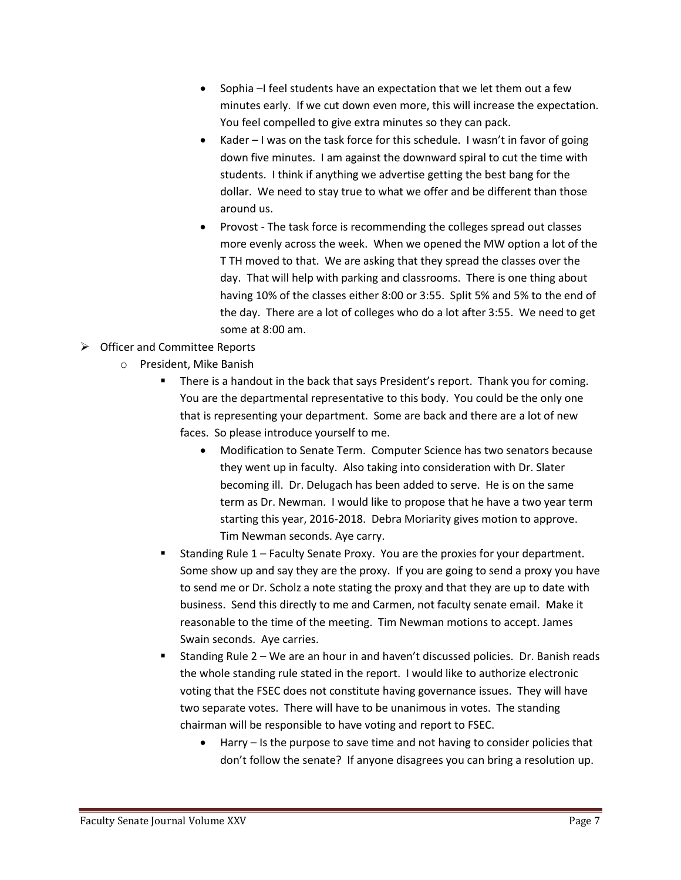- Sophia –I feel students have an expectation that we let them out a few minutes early. If we cut down even more, this will increase the expectation. You feel compelled to give extra minutes so they can pack.
        - Kader – I was on the task force for this schedule. I wasn't in favor of going down five minutes. I am against the downward spiral to cut the time with students. I think if anything we advertise getting the best bang for the dollar. We need to stay true to what we offer and be different than those around us.
        - Provost - The task force is recommending the colleges spread out classes more evenly across the week. When we opened the MW option a lot of the T TH moved to that. We are asking that they spread the classes over the day. That will help with parking and classrooms. There is one thing about having 10% of the classes either 8:00 or 3:55. Split 5% and 5% to the end of the day. There are a lot of colleges who do a lot after 3:55. We need to get some at 8:00 am.

- Officer and Committee Reports
    - President, Mike Banish
        - There is a handout in the back that says President's report. Thank you for coming. You are the departmental representative to this body. You could be the only one that is representing your department. Some are back and there are a lot of new faces. So please introduce yourself to me.
            - Modification to Senate Term. Computer Science has two senators because they went up in faculty. Also taking into consideration with Dr. Slater becoming ill. Dr. Delugach has been added to serve. He is on the same term as Dr. Newman. I would like to propose that he have a two year term starting this year, 2016-2018. Debra Moriarity gives motion to approve. Tim Newman seconds. Aye carry.
        - Standing Rule 1 – Faculty Senate Proxy. You are the proxies for your department. Some show up and say they are the proxy. If you are going to send a proxy you have to send me or Dr. Scholz a note stating the proxy and that they are up to date with business. Send this directly to me and Carmen, not faculty senate email. Make it reasonable to the time of the meeting. Tim Newman motions to accept. James Swain seconds. Aye carries.
        - Standing Rule 2 – We are an hour in and haven't discussed policies. Dr. Banish reads the whole standing rule stated in the report. I would like to authorize electronic voting that the FSEC does not constitute having governance issues. They will have two separate votes. There will have to be unanimous in votes. The standing chairman will be responsible to have voting and report to FSEC.
            - Harry – Is the purpose to save time and not having to consider policies that don't follow the senate? If anyone disagrees you can bring a resolution up.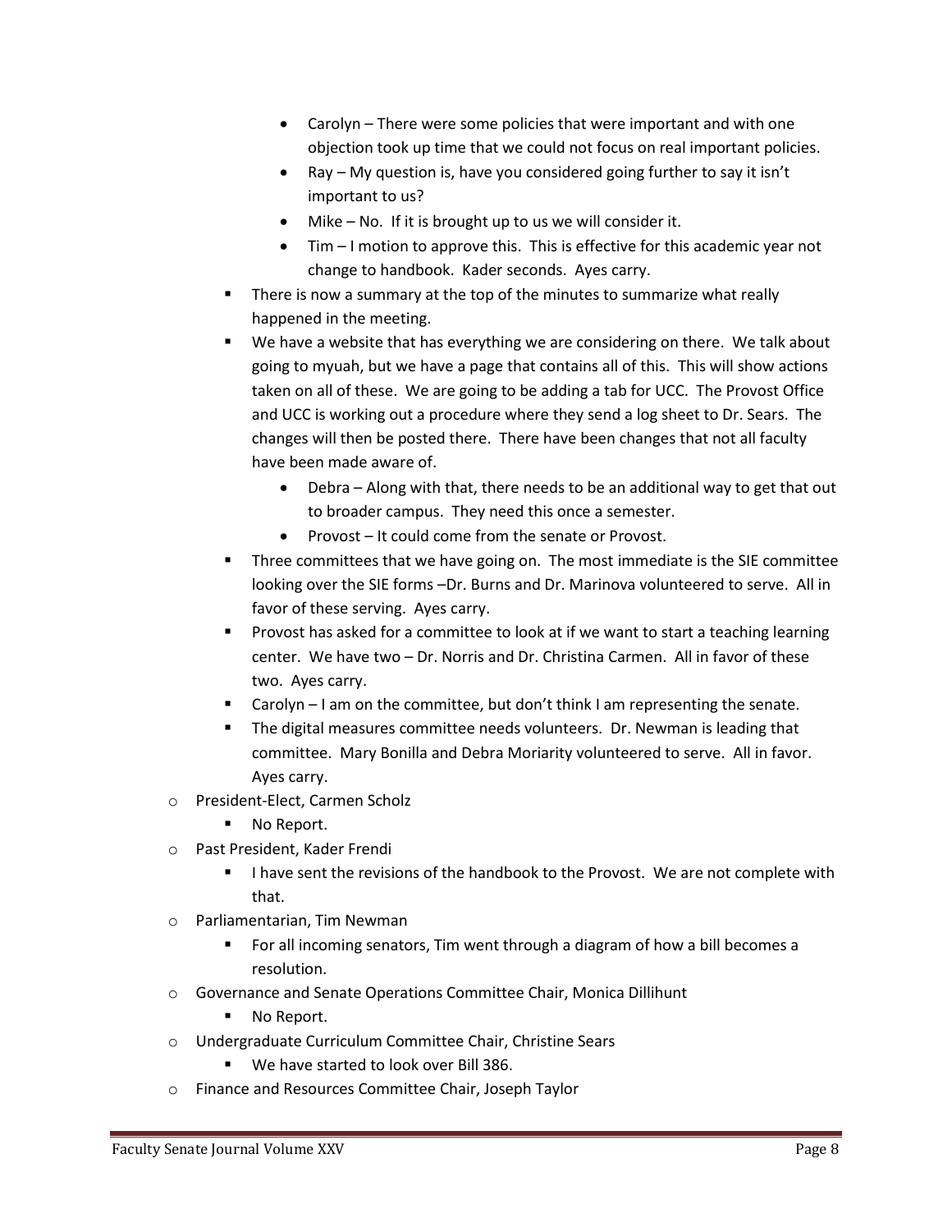- Carolyn – There were some policies that were important and with one objection took up time that we could not focus on real important policies.
      - Ray – My question is, have you considered going further to say it isn't important to us?
      - Mike – No. If it is brought up to us we will consider it.
      - Tim – I motion to approve this. This is effective for this academic year not change to handbook. Kader seconds. Ayes carry.
    - There is now a summary at the top of the minutes to summarize what really happened in the meeting.
    - We have a website that has everything we are considering on there. We talk about going to myuah, but we have a page that contains all of this. This will show actions taken on all of these. We are going to be adding a tab for UCC. The Provost Office and UCC is working out a procedure where they send a log sheet to Dr. Sears. The changes will then be posted there. There have been changes that not all faculty have been made aware of.
      - Debra – Along with that, there needs to be an additional way to get that out to broader campus. They need this once a semester.
      - Provost – It could come from the senate or Provost.
    - Three committees that we have going on. The most immediate is the SIE committee looking over the SIE forms –Dr. Burns and Dr. Marinova volunteered to serve. All in favor of these serving. Ayes carry.
    - Provost has asked for a committee to look at if we want to start a teaching learning center. We have two – Dr. Norris and Dr. Christina Carmen. All in favor of these two. Ayes carry.
    - Carolyn – I am on the committee, but don't think I am representing the senate.
    - The digital measures committee needs volunteers. Dr. Newman is leading that committee. Mary Bonilla and Debra Moriarity volunteered to serve. All in favor. Ayes carry.
  - President-Elect, Carmen Scholz
    - No Report.
  - Past President, Kader Frendi
    - I have sent the revisions of the handbook to the Provost. We are not complete with that.
  - Parliamentarian, Tim Newman
    - For all incoming senators, Tim went through a diagram of how a bill becomes a resolution.
  - Governance and Senate Operations Committee Chair, Monica Dillihunt
    - No Report.
  - Undergraduate Curriculum Committee Chair, Christine Sears
    - We have started to look over Bill 386.
  - Finance and Resources Committee Chair, Joseph Taylor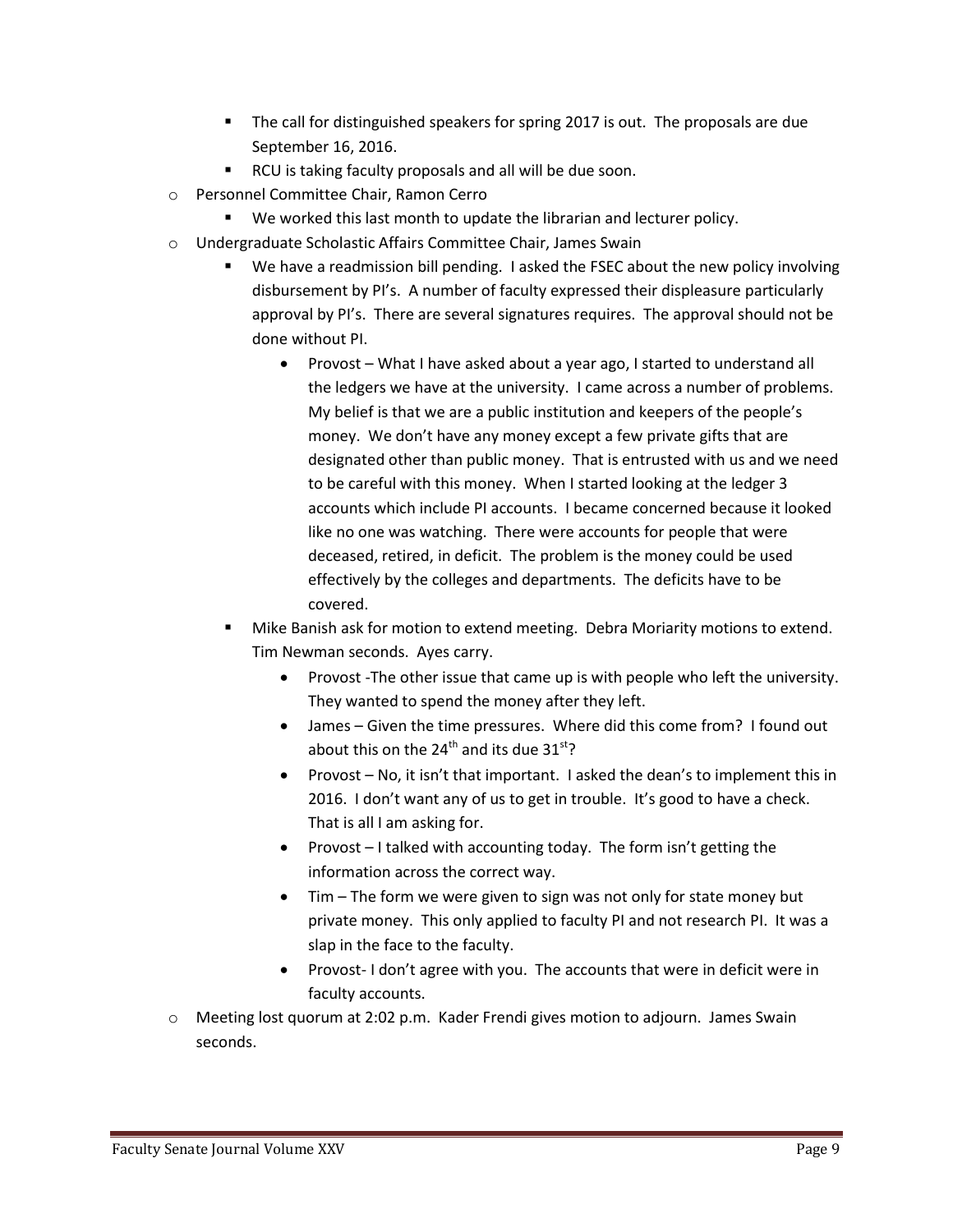- The call for distinguished speakers for spring 2017 is out. The proposals are due September 16, 2016.
    - RCU is taking faculty proposals and all will be due soon.
- Personnel Committee Chair, Ramon Cerro
    - We worked this last month to update the librarian and lecturer policy.
- Undergraduate Scholastic Affairs Committee Chair, James Swain
    - We have a readmission bill pending. I asked the FSEC about the new policy involving disbursement by PI's. A number of faculty expressed their displeasure particularly approval by PI's. There are several signatures requires. The approval should not be done without PI.
        - Provost – What I have asked about a year ago, I started to understand all the ledgers we have at the university. I came across a number of problems. My belief is that we are a public institution and keepers of the people's money. We don't have any money except a few private gifts that are designated other than public money. That is entrusted with us and we need to be careful with this money. When I started looking at the ledger 3 accounts which include PI accounts. I became concerned because it looked like no one was watching. There were accounts for people that were deceased, retired, in deficit. The problem is the money could be used effectively by the colleges and departments. The deficits have to be covered.
    - Mike Banish ask for motion to extend meeting. Debra Moriarity motions to extend. Tim Newman seconds. Ayes carry.
        - Provost -The other issue that came up is with people who left the university. They wanted to spend the money after they left.
        - James – Given the time pressures. Where did this come from? I found out about this on the 24th and its due 31st?
        - Provost – No, it isn't that important. I asked the dean's to implement this in 2016. I don't want any of us to get in trouble. It's good to have a check. That is all I am asking for.
        - Provost – I talked with accounting today. The form isn't getting the information across the correct way.
        - Tim – The form we were given to sign was not only for state money but private money. This only applied to faculty PI and not research PI. It was a slap in the face to the faculty.
        - Provost- I don't agree with you. The accounts that were in deficit were in faculty accounts.
- Meeting lost quorum at 2:02 p.m. Kader Frendi gives motion to adjourn. James Swain seconds.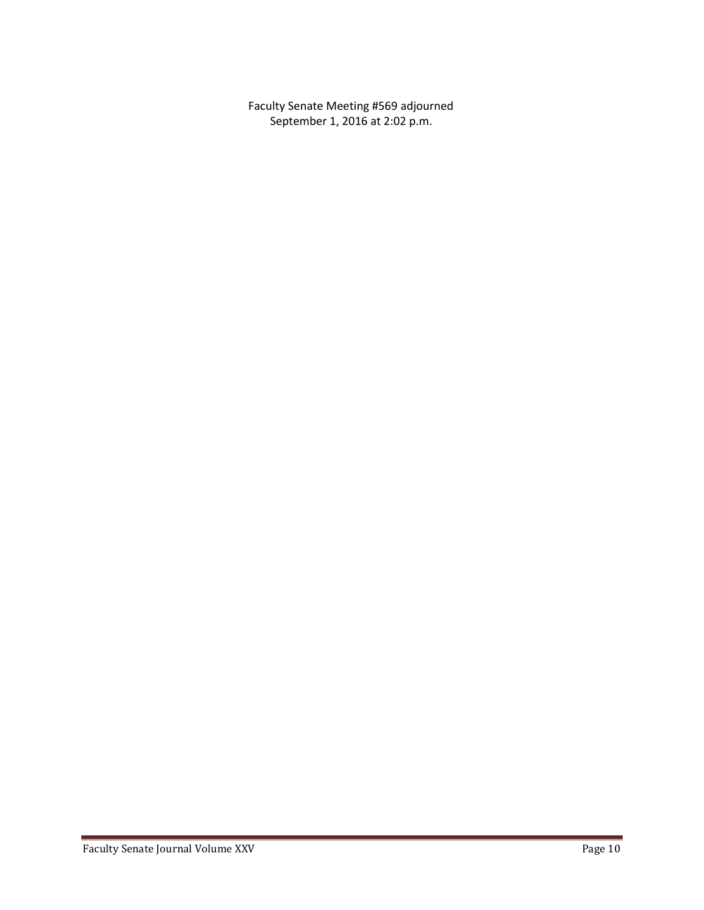Faculty Senate Meeting #569 adjourned
September 1, 2016 at 2:02 p.m.